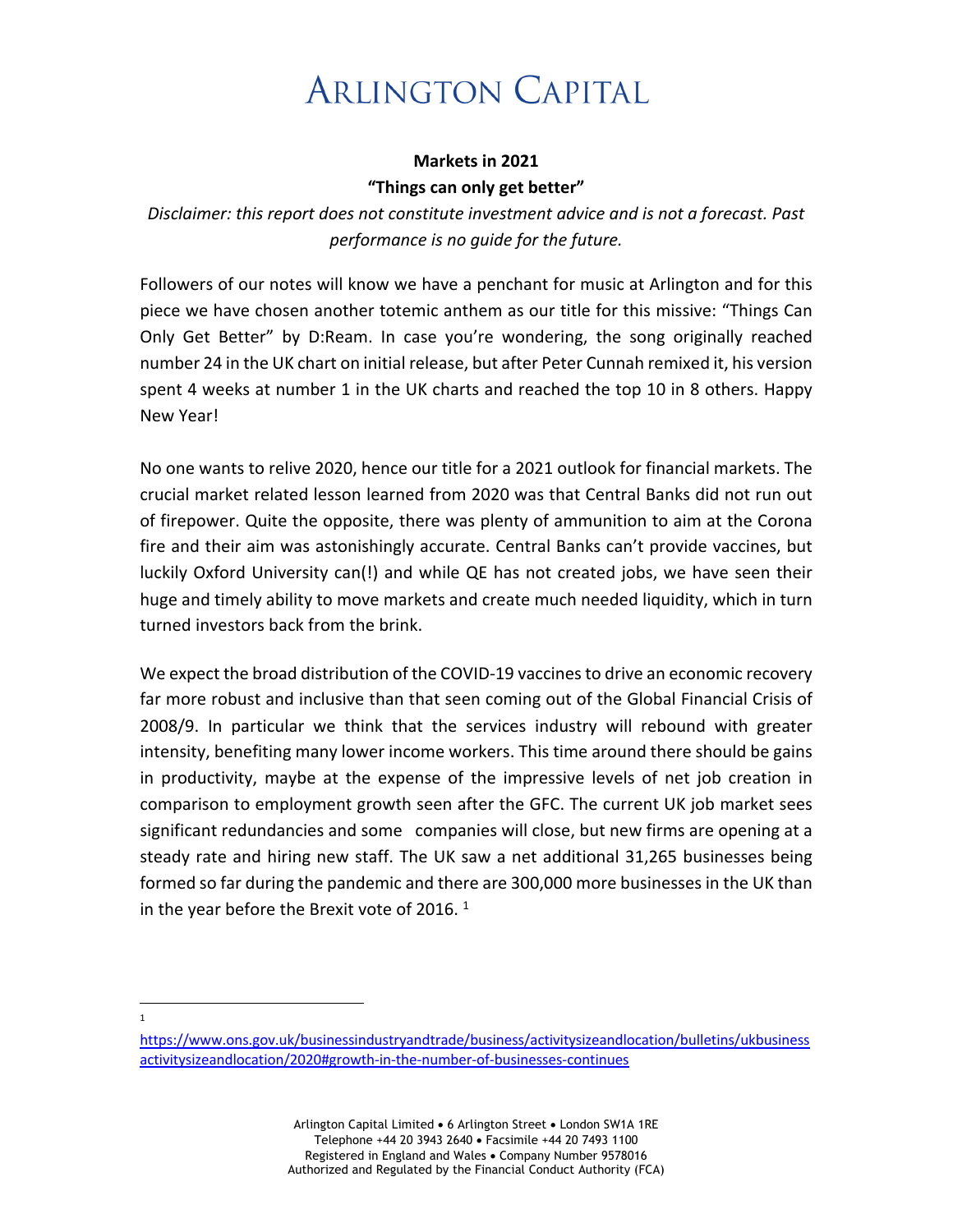# ARLINGTON CAPITAL

**Markets in 2021**

**"Things can only get better"**

*Disclaimer: this report does not constitute investment advice and is not a forecast. Past performance is no guide for the future.*

Followers of our notes will know we have a penchant for music at Arlington and for this piece we have chosen another totemic anthem as our title for this missive: "Things Can Only Get Better" by D:Ream. In case you're wondering, the song originally reached number 24 in the UK chart on initial release, but after Peter Cunnah remixed it, his version spent 4 weeks at number 1 in the UK charts and reached the top 10 in 8 others. Happy New Year!

No one wants to relive 2020, hence our title for a 2021 outlook for financial markets. The crucial market related lesson learned from 2020 was that Central Banks did not run out of firepower. Quite the opposite, there was plenty of ammunition to aim at the Corona fire and their aim was astonishingly accurate. Central Banks can't provide vaccines, but luckily Oxford University can(!) and while QE has not created jobs, we have seen their huge and timely ability to move markets and create much needed liquidity, which in turn turned investors back from the brink.

We expect the broad distribution of the COVID-19 vaccines to drive an economic recovery far more robust and inclusive than that seen coming out of the Global Financial Crisis of 2008/9. In particular we think that the services industry will rebound with greater intensity, benefiting many lower income workers. This time around there should be gains in productivity, maybe at the expense of the impressive levels of net job creation in comparison to employment growth seen after the GFC. The current UK job market sees significant redundancies and some companies will close, but new firms are opening at a steady rate and hiring new staff. The UK saw a net additional 31,265 businesses being formed so far during the pandemic and there are 300,000 more businesses in the UK than in the year before the Brexit vote of 2016. [1]

[1] https://www.ons.gov.uk/businessindustryandtrade/business/activitysizeandlocation/bulletins/ukbusinessactivitysizeandlocation/2020#growth-in-the-number-of-businesses-continues

Arlington Capital Limited • 6 Arlington Street • London SW1A 1RE
Telephone +44 20 3943 2640 • Facsimile +44 20 7493 1100
Registered in England and Wales • Company Number 9578016
Authorized and Regulated by the Financial Conduct Authority (FCA)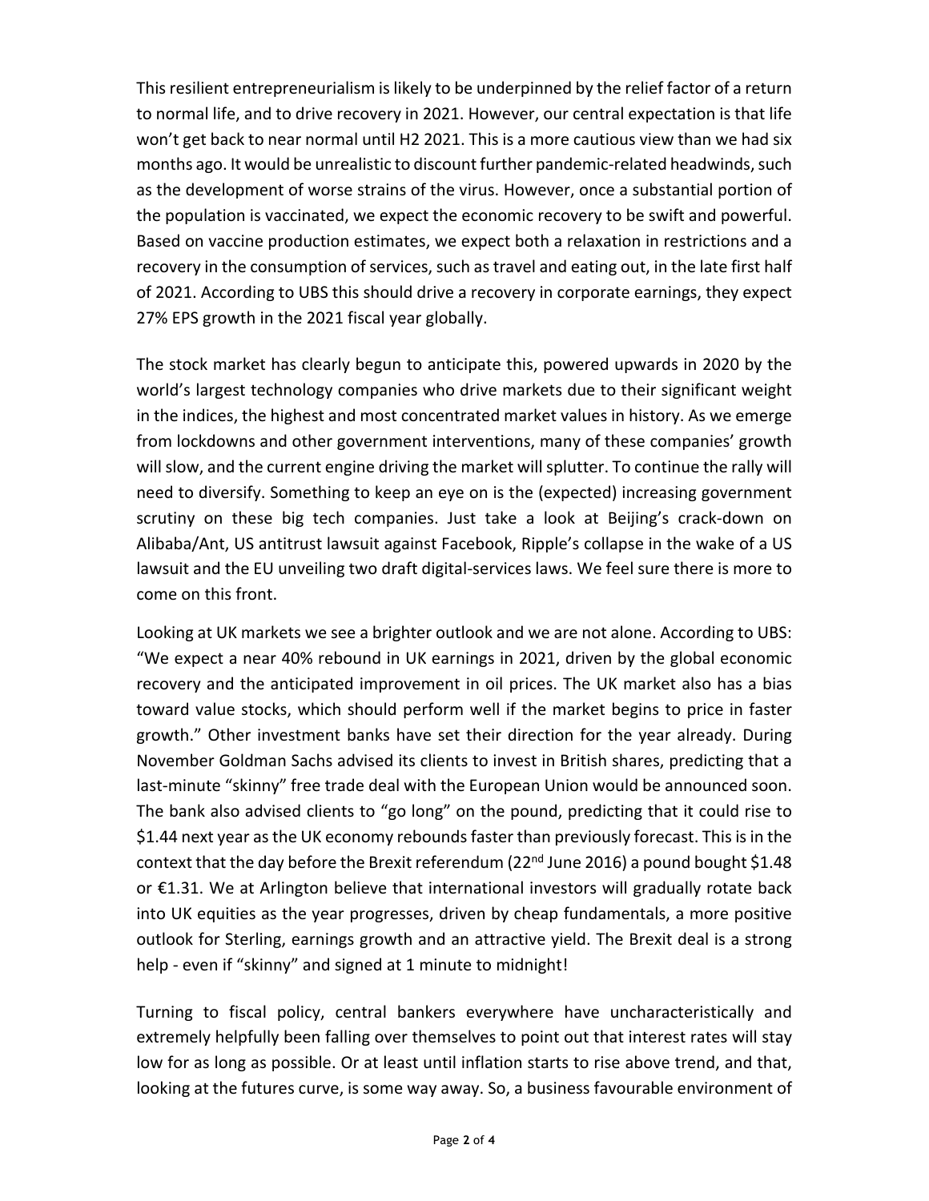This resilient entrepreneurialism is likely to be underpinned by the relief factor of a return to normal life, and to drive recovery in 2021. However, our central expectation is that life won't get back to near normal until H2 2021. This is a more cautious view than we had six months ago. It would be unrealistic to discount further pandemic-related headwinds, such as the development of worse strains of the virus. However, once a substantial portion of the population is vaccinated, we expect the economic recovery to be swift and powerful. Based on vaccine production estimates, we expect both a relaxation in restrictions and a recovery in the consumption of services, such as travel and eating out, in the late first half of 2021. According to UBS this should drive a recovery in corporate earnings, they expect 27% EPS growth in the 2021 fiscal year globally.

The stock market has clearly begun to anticipate this, powered upwards in 2020 by the world's largest technology companies who drive markets due to their significant weight in the indices, the highest and most concentrated market values in history. As we emerge from lockdowns and other government interventions, many of these companies' growth will slow, and the current engine driving the market will splutter. To continue the rally will need to diversify. Something to keep an eye on is the (expected) increasing government scrutiny on these big tech companies. Just take a look at Beijing's crack-down on Alibaba/Ant, US antitrust lawsuit against Facebook, Ripple's collapse in the wake of a US lawsuit and the EU unveiling two draft digital-services laws. We feel sure there is more to come on this front.

Looking at UK markets we see a brighter outlook and we are not alone. According to UBS: "We expect a near 40% rebound in UK earnings in 2021, driven by the global economic recovery and the anticipated improvement in oil prices. The UK market also has a bias toward value stocks, which should perform well if the market begins to price in faster growth." Other investment banks have set their direction for the year already. During November Goldman Sachs advised its clients to invest in British shares, predicting that a last-minute "skinny" free trade deal with the European Union would be announced soon. The bank also advised clients to "go long" on the pound, predicting that it could rise to \$1.44 next year as the UK economy rebounds faster than previously forecast. This is in the context that the day before the Brexit referendum (22nd June 2016) a pound bought \$1.48 or €1.31. We at Arlington believe that international investors will gradually rotate back into UK equities as the year progresses, driven by cheap fundamentals, a more positive outlook for Sterling, earnings growth and an attractive yield. The Brexit deal is a strong help - even if "skinny" and signed at 1 minute to midnight!

Turning to fiscal policy, central bankers everywhere have uncharacteristically and extremely helpfully been falling over themselves to point out that interest rates will stay low for as long as possible. Or at least until inflation starts to rise above trend, and that, looking at the futures curve, is some way away. So, a business favourable environment of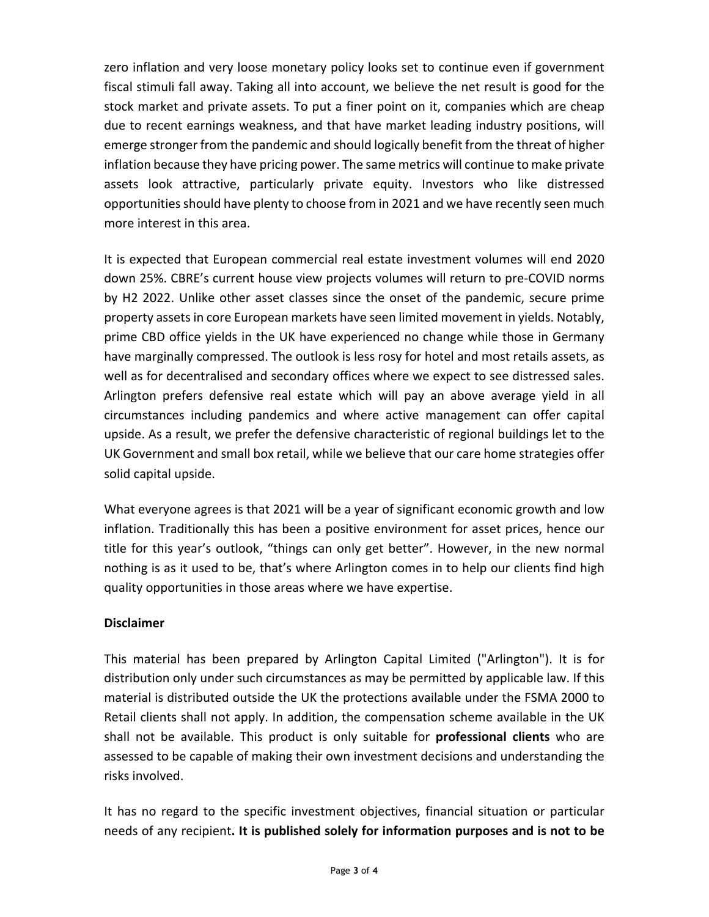zero inflation and very loose monetary policy looks set to continue even if government fiscal stimuli fall away. Taking all into account, we believe the net result is good for the stock market and private assets. To put a finer point on it, companies which are cheap due to recent earnings weakness, and that have market leading industry positions, will emerge stronger from the pandemic and should logically benefit from the threat of higher inflation because they have pricing power. The same metrics will continue to make private assets look attractive, particularly private equity. Investors who like distressed opportunities should have plenty to choose from in 2021 and we have recently seen much more interest in this area.

It is expected that European commercial real estate investment volumes will end 2020 down 25%. CBRE's current house view projects volumes will return to pre-COVID norms by H2 2022. Unlike other asset classes since the onset of the pandemic, secure prime property assets in core European markets have seen limited movement in yields. Notably, prime CBD office yields in the UK have experienced no change while those in Germany have marginally compressed. The outlook is less rosy for hotel and most retails assets, as well as for decentralised and secondary offices where we expect to see distressed sales. Arlington prefers defensive real estate which will pay an above average yield in all circumstances including pandemics and where active management can offer capital upside. As a result, we prefer the defensive characteristic of regional buildings let to the UK Government and small box retail, while we believe that our care home strategies offer solid capital upside.

What everyone agrees is that 2021 will be a year of significant economic growth and low inflation. Traditionally this has been a positive environment for asset prices, hence our title for this year's outlook, "things can only get better". However, in the new normal nothing is as it used to be, that's where Arlington comes in to help our clients find high quality opportunities in those areas where we have expertise.

**Disclaimer**

This material has been prepared by Arlington Capital Limited ("Arlington"). It is for distribution only under such circumstances as may be permitted by applicable law. If this material is distributed outside the UK the protections available under the FSMA 2000 to Retail clients shall not apply. In addition, the compensation scheme available in the UK shall not be available. This product is only suitable for **professional clients** who are assessed to be capable of making their own investment decisions and understanding the risks involved.

It has no regard to the specific investment objectives, financial situation or particular needs of any recipient**. It is published solely for information purposes and is not to be**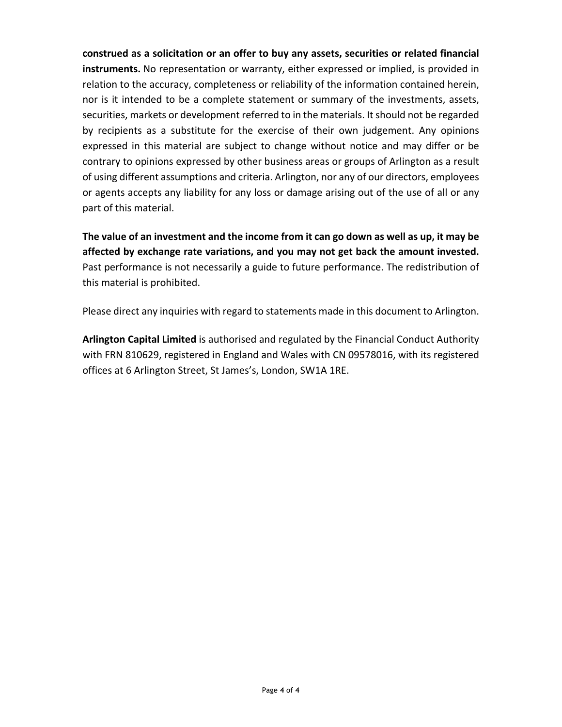**construed as a solicitation or an offer to buy any assets, securities or related financial instruments.** No representation or warranty, either expressed or implied, is provided in relation to the accuracy, completeness or reliability of the information contained herein, nor is it intended to be a complete statement or summary of the investments, assets, securities, markets or development referred to in the materials. It should not be regarded by recipients as a substitute for the exercise of their own judgement. Any opinions expressed in this material are subject to change without notice and may differ or be contrary to opinions expressed by other business areas or groups of Arlington as a result of using different assumptions and criteria. Arlington, nor any of our directors, employees or agents accepts any liability for any loss or damage arising out of the use of all or any part of this material.

**The value of an investment and the income from it can go down as well as up, it may be affected by exchange rate variations, and you may not get back the amount invested.** Past performance is not necessarily a guide to future performance. The redistribution of this material is prohibited.

Please direct any inquiries with regard to statements made in this document to Arlington.

**Arlington Capital Limited** is authorised and regulated by the Financial Conduct Authority with FRN 810629, registered in England and Wales with CN 09578016, with its registered offices at 6 Arlington Street, St James's, London, SW1A 1RE.